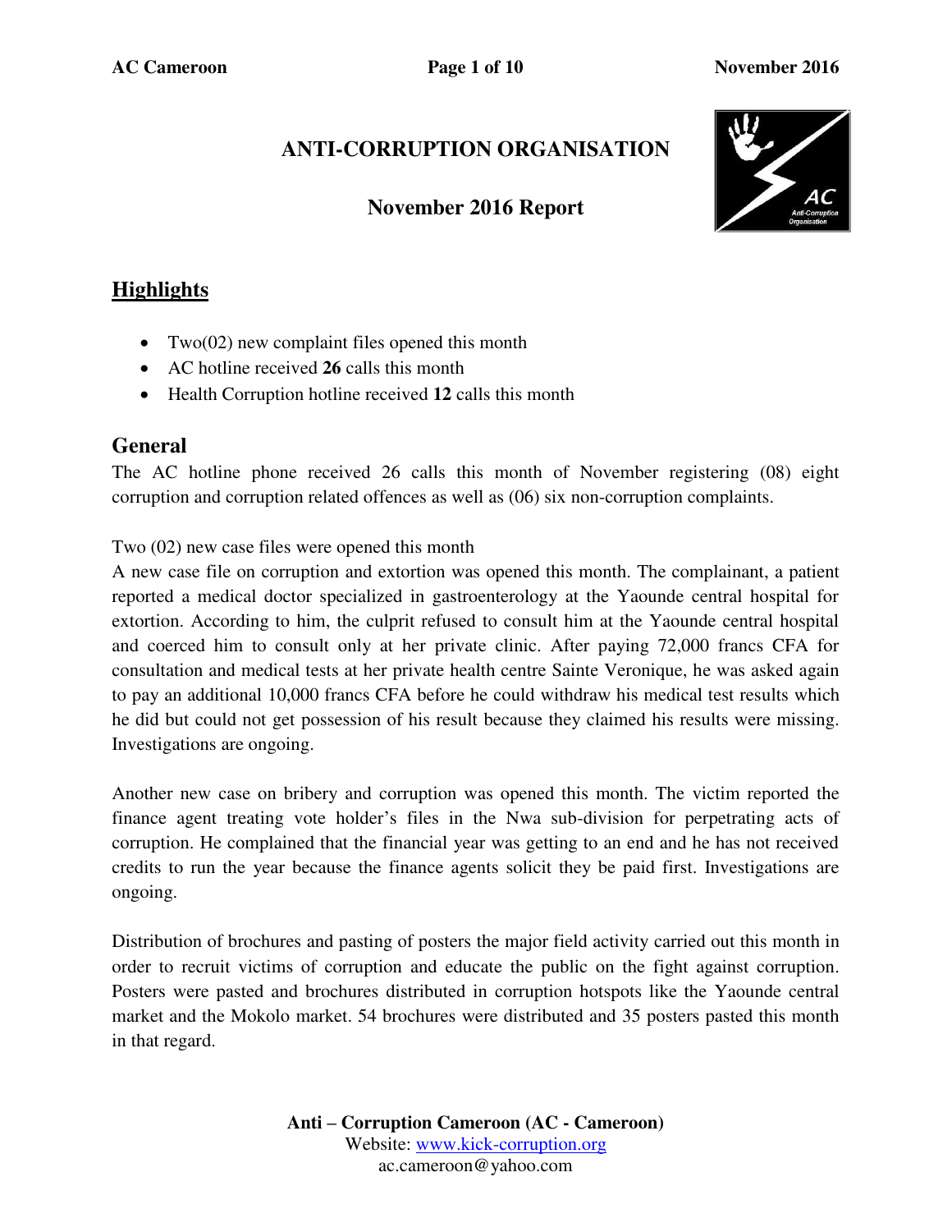# ANTI-CORRUPTION ORGANISATION

## November 2016 Report

## Highlights

- Two(02) new complaint files opened this month
- AC hotline received **26** calls this month
- Health Corruption hotline received **12** calls this month

## General

The AC hotline phone received 26 calls this month of November registering (08) eight corruption and corruption related offences as well as (06) six non-corruption complaints.

Two (02) new case files were opened this month

A new case file on corruption and extortion was opened this month. The complainant, a patient reported a medical doctor specialized in gastroenterology at the Yaounde central hospital for extortion. According to him, the culprit refused to consult him at the Yaounde central hospital and coerced him to consult only at her private clinic. After paying 72,000 francs CFA for consultation and medical tests at her private health centre Sainte Veronique, he was asked again to pay an additional 10,000 francs CFA before he could withdraw his medical test results which he did but could not get possession of his result because they claimed his results were missing. Investigations are ongoing.

Another new case on bribery and corruption was opened this month. The victim reported the finance agent treating vote holder's files in the Nwa sub-division for perpetrating acts of corruption. He complained that the financial year was getting to an end and he has not received credits to run the year because the finance agents solicit they be paid first. Investigations are ongoing.

Distribution of brochures and pasting of posters the major field activity carried out this month in order to recruit victims of corruption and educate the public on the fight against corruption. Posters were pasted and brochures distributed in corruption hotspots like the Yaounde central market and the Mokolo market. 54 brochures were distributed and 35 posters pasted this month in that regard.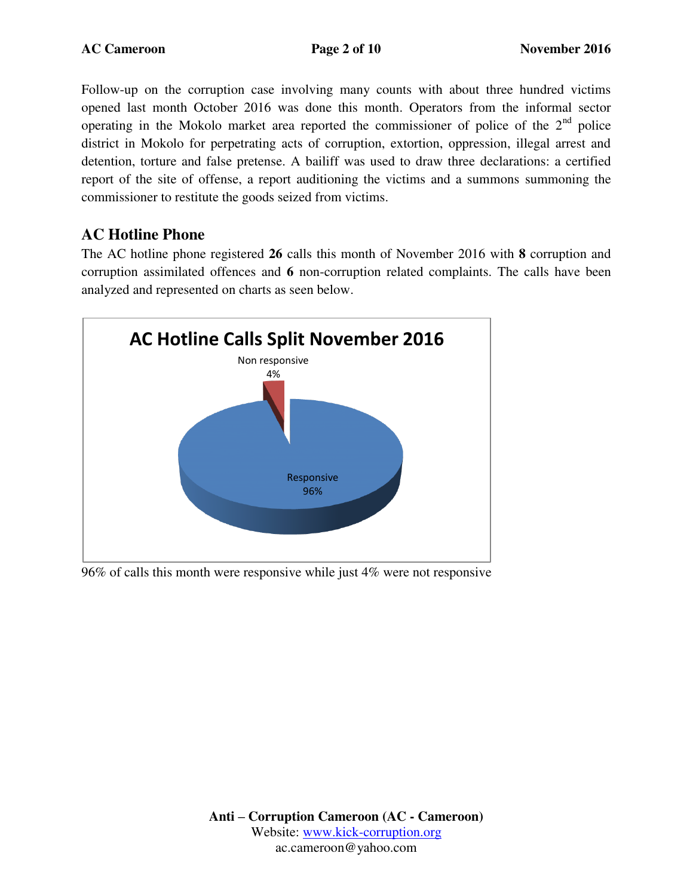Follow-up on the corruption case involving many counts with about three hundred victims opened last month October 2016 was done this month. Operators from the informal sector operating in the Mokolo market area reported the commissioner of police of the 2nd police district in Mokolo for perpetrating acts of corruption, extortion, oppression, illegal arrest and detention, torture and false pretense. A bailiff was used to draw three declarations: a certified report of the site of offense, a report auditioning the victims and a summons summoning the commissioner to restitute the goods seized from victims.

## AC Hotline Phone

The AC hotline phone registered **26** calls this month of November 2016 with **8** corruption and corruption assimilated offences and **6** non-corruption related complaints. The calls have been analyzed and represented on charts as seen below.

**AC Hotline Calls Split November 2016**

| Category | Share |
|---|---|
| Responsive | 96% |
| Non responsive | 4% |

96% of calls this month were responsive while just 4% were not responsive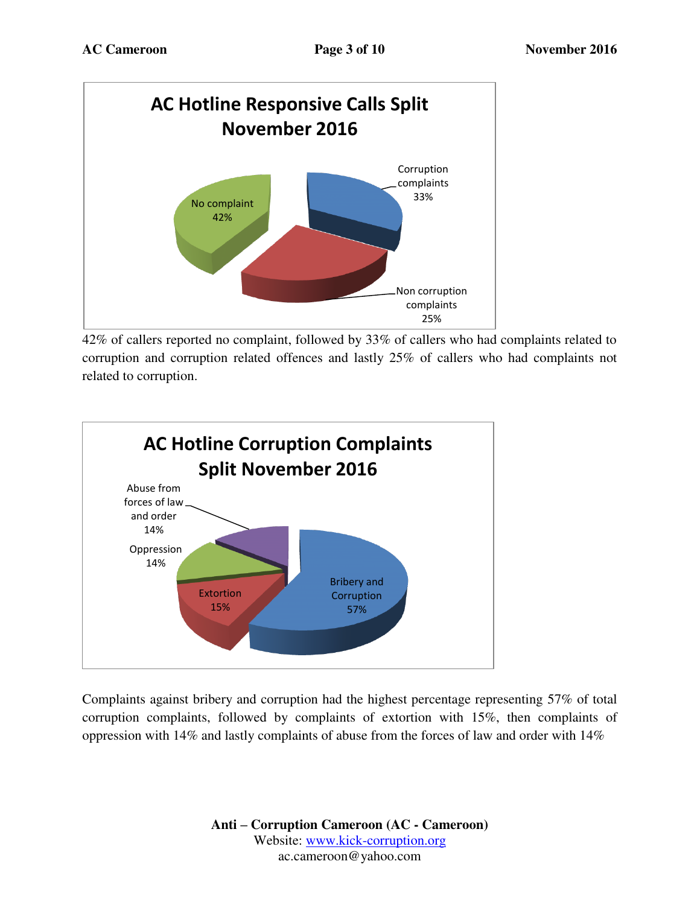**AC Hotline Responsive Calls Split November 2016**

No complaint 42%

Corruption complaints 33%

Non corruption complaints 25%

42% of callers reported no complaint, followed by 33% of callers who had complaints related to corruption and corruption related offences and lastly 25% of callers who had complaints not related to corruption.

**AC Hotline Corruption Complaints Split November 2016**

Abuse from forces of law and order 14%

Oppression 14%

Extortion 15%

Bribery and Corruption 57%

Complaints against bribery and corruption had the highest percentage representing 57% of total corruption complaints, followed by complaints of extortion with 15%, then complaints of oppression with 14% and lastly complaints of abuse from the forces of law and order with 14%

**Anti – Corruption Cameroon (AC - Cameroon)**
Website: www.kick-corruption.org
ac.cameroon@yahoo.com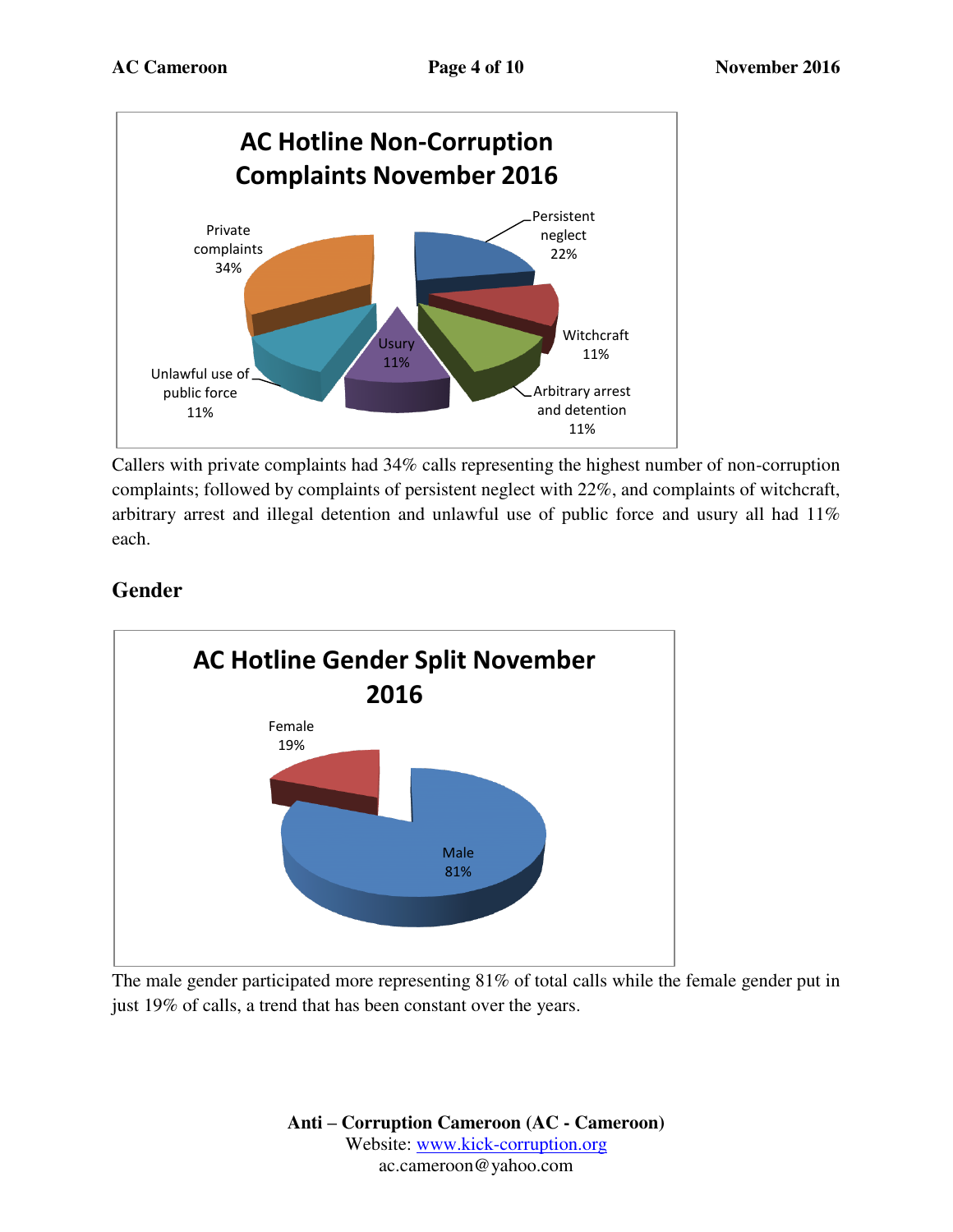**AC Hotline Non-Corruption Complaints November 2016**

| Category | Percentage |
| --- | --- |
| Private complaints | 34% |
| Persistent neglect | 22% |
| Witchcraft | 11% |
| Arbitrary arrest and detention | 11% |
| Usury | 11% |
| Unlawful use of public force | 11% |

Callers with private complaints had 34% calls representing the highest number of non-corruption complaints; followed by complaints of persistent neglect with 22%, and complaints of witchcraft, arbitrary arrest and illegal detention and unlawful use of public force and usury all had 11% each.

## Gender

**AC Hotline Gender Split November 2016**

| Gender | Percentage |
| --- | --- |
| Female | 19% |
| Male | 81% |

The male gender participated more representing 81% of total calls while the female gender put in just 19% of calls, a trend that has been constant over the years.

**Anti – Corruption Cameroon (AC - Cameroon)**
Website: www.kick-corruption.org
ac.cameroon@yahoo.com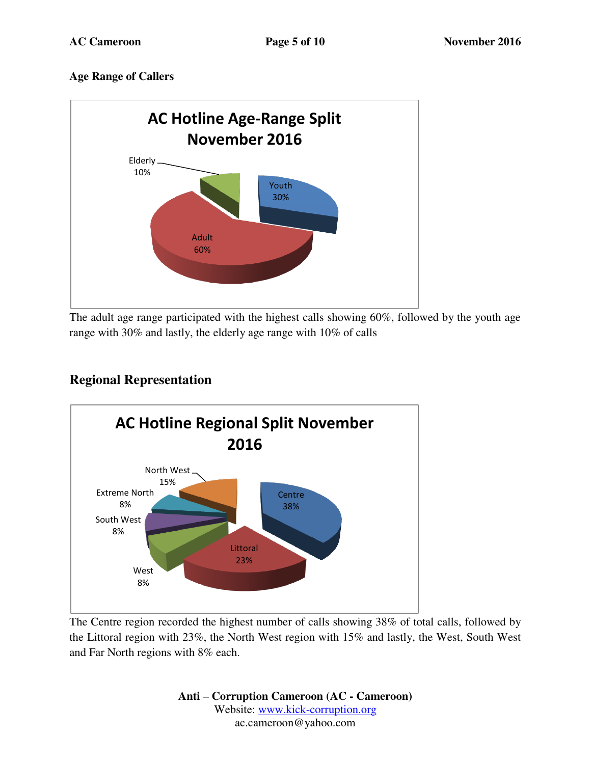**Age Range of Callers**

The adult age range participated with the highest calls showing 60%, followed by the youth age range with 30% and lastly, the elderly age range with 10% of calls

## Regional Representation

The Centre region recorded the highest number of calls showing 38% of total calls, followed by the Littoral region with 23%, the North West region with 15% and lastly, the West, South West and Far North regions with 8% each.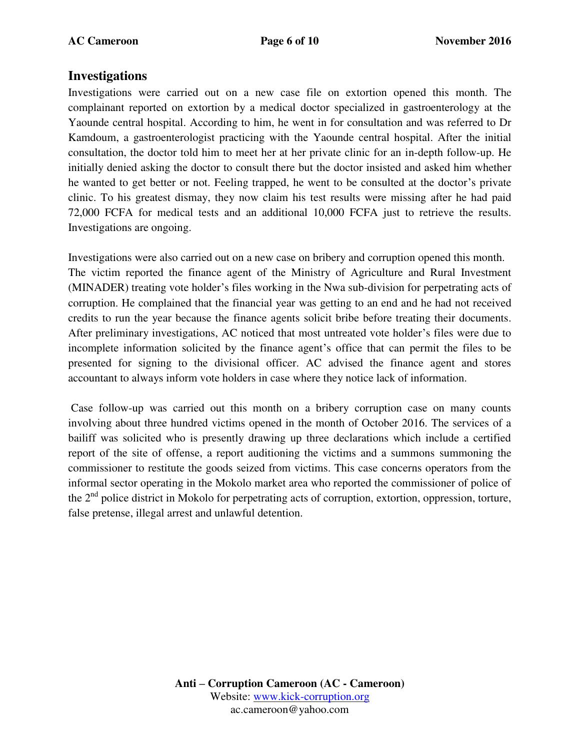## Investigations

Investigations were carried out on a new case file on extortion opened this month. The complainant reported on extortion by a medical doctor specialized in gastroenterology at the Yaounde central hospital. According to him, he went in for consultation and was referred to Dr Kamdoum, a gastroenterologist practicing with the Yaounde central hospital. After the initial consultation, the doctor told him to meet her at her private clinic for an in-depth follow-up. He initially denied asking the doctor to consult there but the doctor insisted and asked him whether he wanted to get better or not. Feeling trapped, he went to be consulted at the doctor's private clinic. To his greatest dismay, they now claim his test results were missing after he had paid 72,000 FCFA for medical tests and an additional 10,000 FCFA just to retrieve the results. Investigations are ongoing.

Investigations were also carried out on a new case on bribery and corruption opened this month. The victim reported the finance agent of the Ministry of Agriculture and Rural Investment (MINADER) treating vote holder's files working in the Nwa sub-division for perpetrating acts of corruption. He complained that the financial year was getting to an end and he had not received credits to run the year because the finance agents solicit bribe before treating their documents. After preliminary investigations, AC noticed that most untreated vote holder's files were due to incomplete information solicited by the finance agent's office that can permit the files to be presented for signing to the divisional officer. AC advised the finance agent and stores accountant to always inform vote holders in case where they notice lack of information.

Case follow-up was carried out this month on a bribery corruption case on many counts involving about three hundred victims opened in the month of October 2016. The services of a bailiff was solicited who is presently drawing up three declarations which include a certified report of the site of offense, a report auditioning the victims and a summons summoning the commissioner to restitute the goods seized from victims. This case concerns operators from the informal sector operating in the Mokolo market area who reported the commissioner of police of the 2nd police district in Mokolo for perpetrating acts of corruption, extortion, oppression, torture, false pretense, illegal arrest and unlawful detention.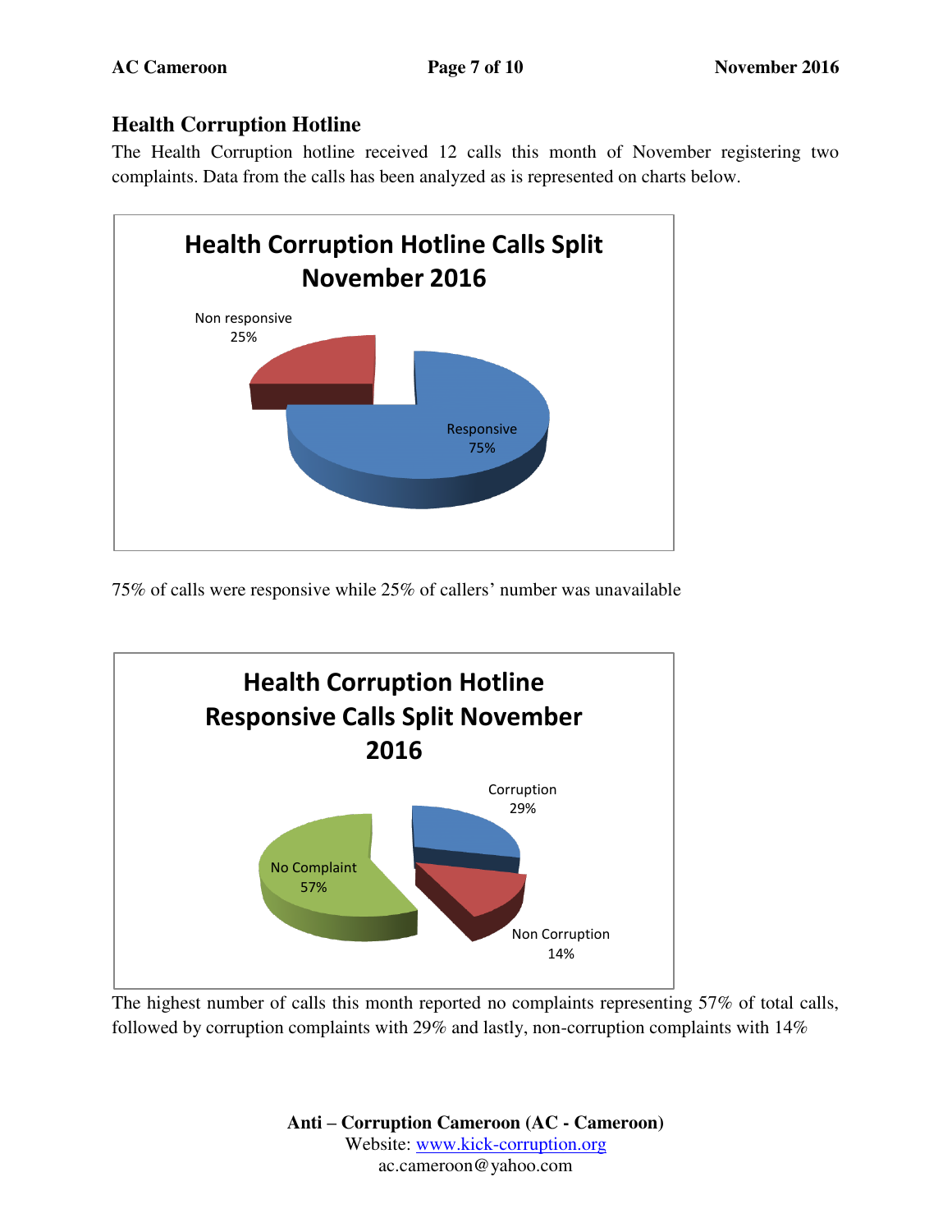## Health Corruption Hotline

The Health Corruption hotline received 12 calls this month of November registering two complaints. Data from the calls has been analyzed as is represented on charts below.

**Health Corruption Hotline Calls Split November 2016**

Non responsive 25%

Responsive 75%

75% of calls were responsive while 25% of callers' number was unavailable

**Health Corruption Hotline Responsive Calls Split November 2016**

Corruption 29%

No Complaint 57%

Non Corruption 14%

The highest number of calls this month reported no complaints representing 57% of total calls, followed by corruption complaints with 29% and lastly, non-corruption complaints with 14%

**Anti – Corruption Cameroon (AC - Cameroon)**
Website: www.kick-corruption.org
ac.cameroon@yahoo.com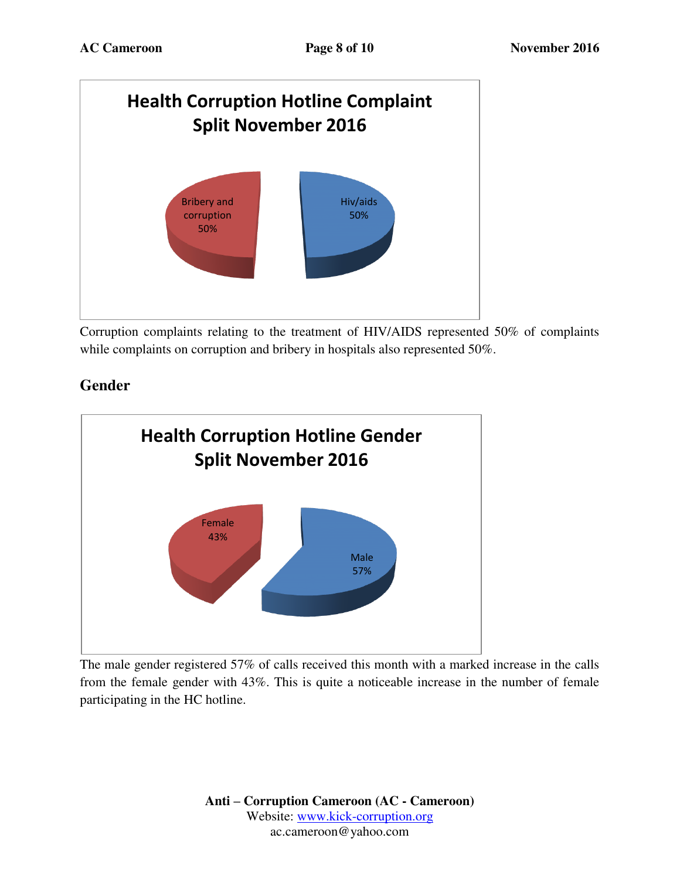**Health Corruption Hotline Complaint Split November 2016**

| Category | Percentage |
| --- | --- |
| Bribery and corruption | 50% |
| Hiv/aids | 50% |

Corruption complaints relating to the treatment of HIV/AIDS represented 50% of complaints while complaints on corruption and bribery in hospitals also represented 50%.

## Gender

**Health Corruption Hotline Gender Split November 2016**

| Gender | Percentage |
| --- | --- |
| Female | 43% |
| Male | 57% |

The male gender registered 57% of calls received this month with a marked increase in the calls from the female gender with 43%. This is quite a noticeable increase in the number of female participating in the HC hotline.

**Anti – Corruption Cameroon (AC - Cameroon)**
Website: www.kick-corruption.org
ac.cameroon@yahoo.com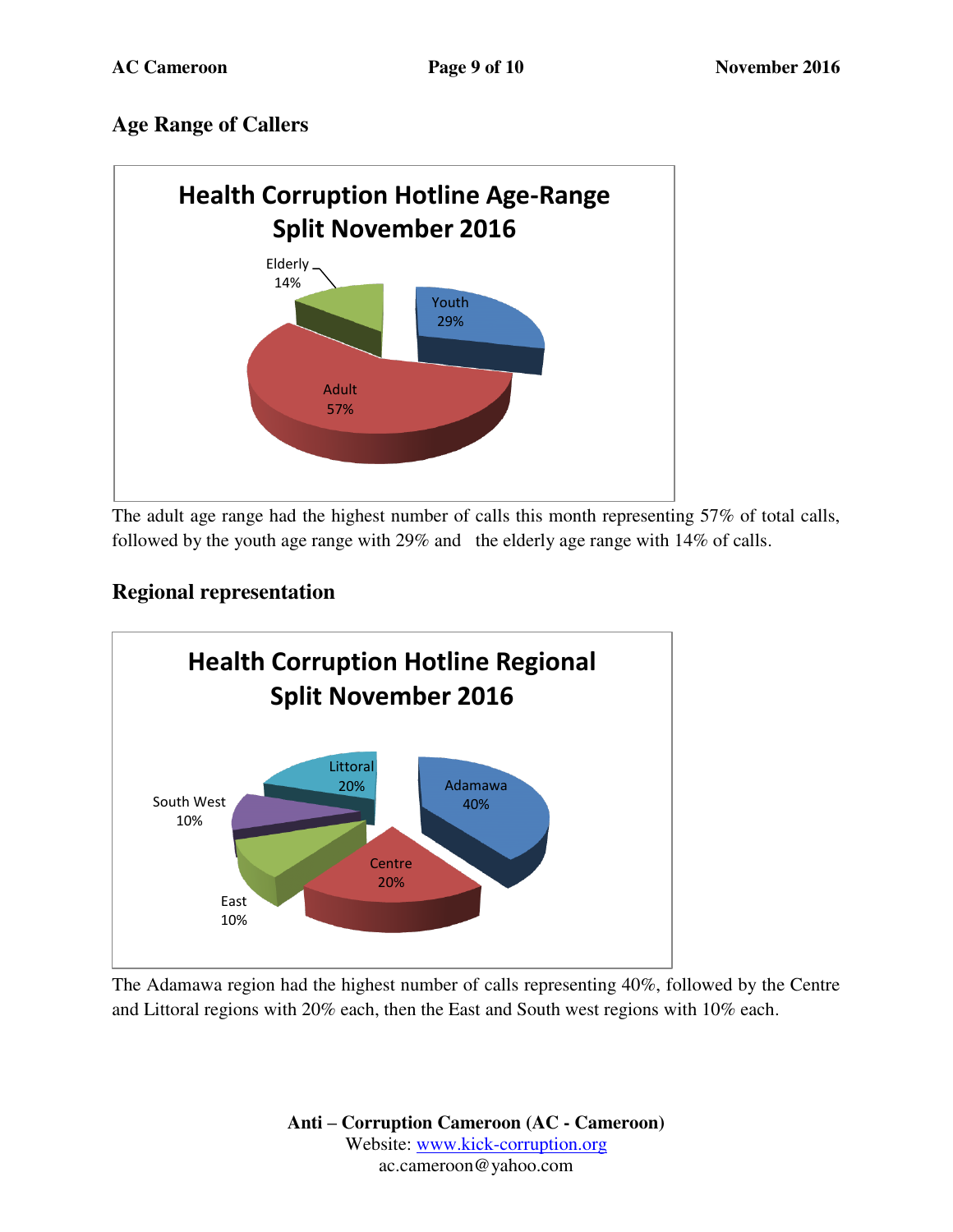## Age Range of Callers

**Health Corruption Hotline Age-Range Split November 2016**

| Age Range | Percentage |
| --- | --- |
| Adult | 57% |
| Youth | 29% |
| Elderly | 14% |

The adult age range had the highest number of calls this month representing 57% of total calls, followed by the youth age range with 29% and the elderly age range with 14% of calls.

## Regional representation

**Health Corruption Hotline Regional Split November 2016**

| Region | Percentage |
| --- | --- |
| Adamawa | 40% |
| Centre | 20% |
| Littoral | 20% |
| East | 10% |
| South West | 10% |

The Adamawa region had the highest number of calls representing 40%, followed by the Centre and Littoral regions with 20% each, then the East and South west regions with 10% each.

**Anti – Corruption Cameroon (AC - Cameroon)**
Website: www.kick-corruption.org
ac.cameroon@yahoo.com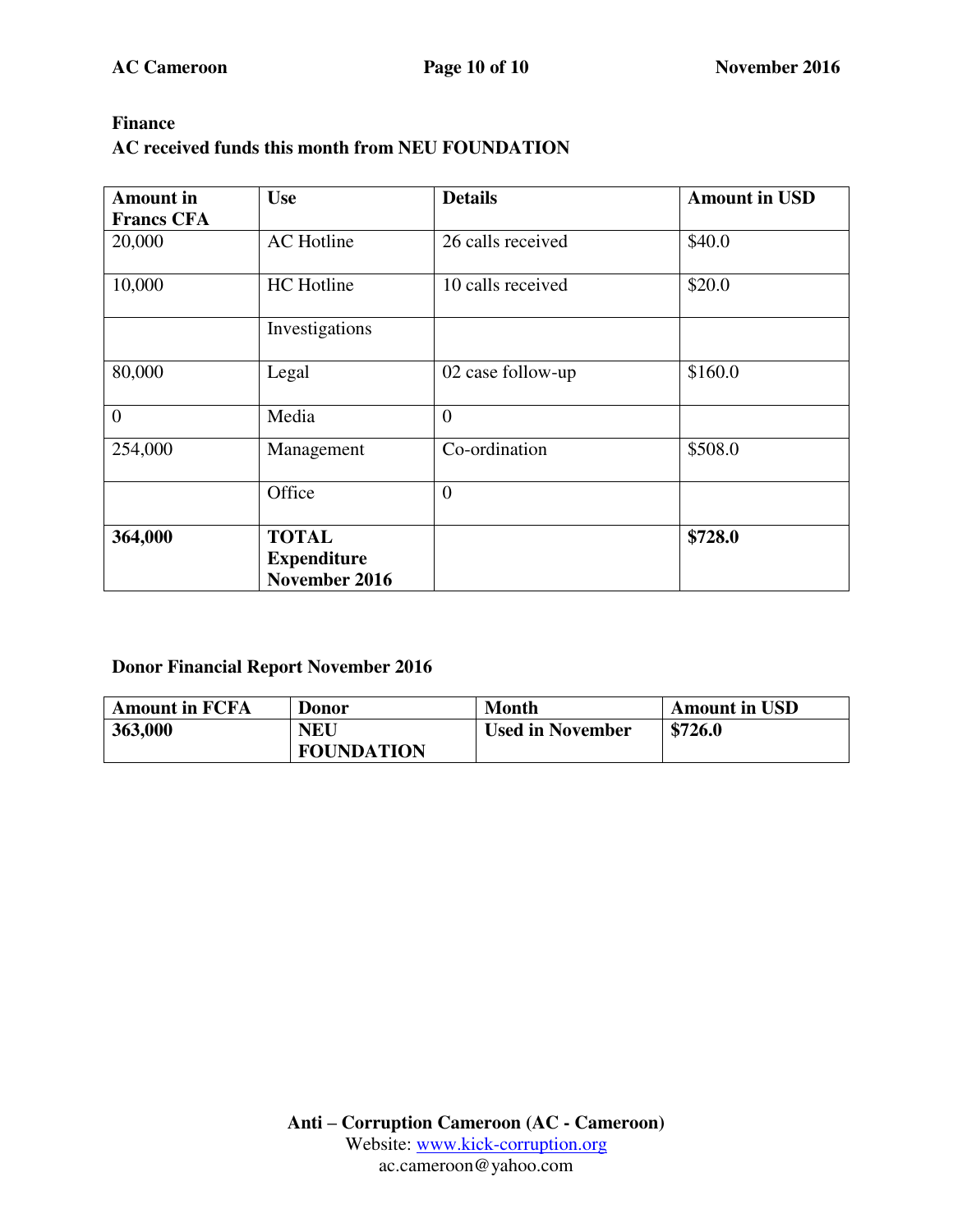**Finance**

**AC received funds this month from NEU FOUNDATION**

| Amount in Francs CFA | Use | Details | Amount in USD |
|---|---|---|---|
| 20,000 | AC Hotline | 26 calls received | $40.0 |
| 10,000 | HC Hotline | 10 calls received | $20.0 |
| | Investigations | | |
| 80,000 | Legal | 02 case follow-up | $160.0 |
| 0 | Media | 0 | |
| 254,000 | Management | Co-ordination | $508.0 |
| | Office | 0 | |
| **364,000** | **TOTAL Expenditure November 2016** | | **$728.0** |

**Donor Financial Report November 2016**

| Amount in FCFA | Donor | Month | Amount in USD |
|---|---|---|---|
| **363,000** | **NEU FOUNDATION** | **Used in November** | **$726.0** |

**Anti – Corruption Cameroon (AC - Cameroon)**
Website: www.kick-corruption.org
ac.cameroon@yahoo.com